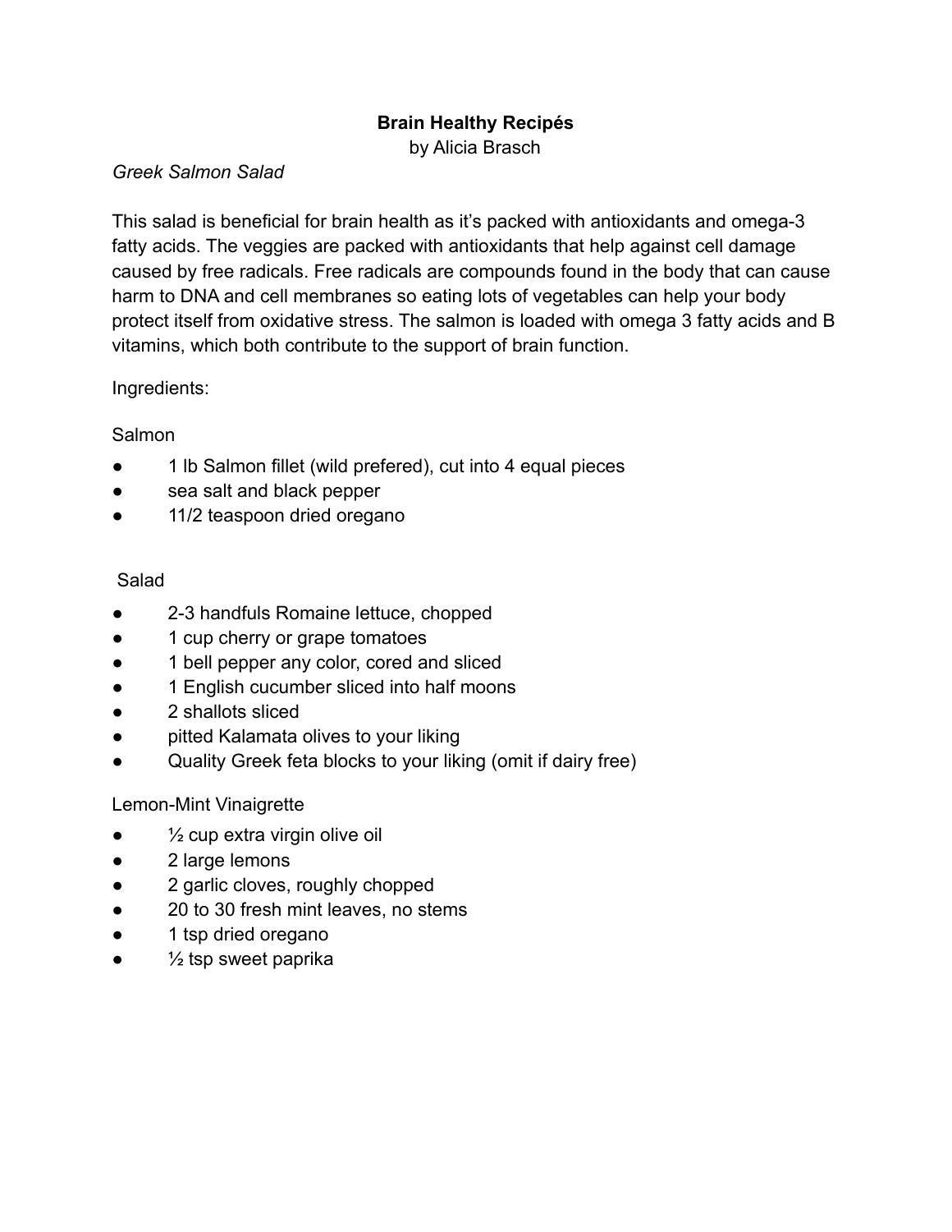# **Brain Healthy Recipés**

by Alicia Brasch

*Greek Salmon Salad*

This salad is beneficial for brain health as it's packed with antioxidants and omega-3 fatty acids. The veggies are packed with antioxidants that help against cell damage caused by free radicals. Free radicals are compounds found in the body that can cause harm to DNA and cell membranes so eating lots of vegetables can help your body protect itself from oxidative stress. The salmon is loaded with omega 3 fatty acids and B vitamins, which both contribute to the support of brain function.

Ingredients:

Salmon

- 1 lb Salmon fillet (wild prefered), cut into 4 equal pieces
- sea salt and black pepper
- 11/2 teaspoon dried oregano

Salad

- 2-3 handfuls Romaine lettuce, chopped
- 1 cup cherry or grape tomatoes
- 1 bell pepper any color, cored and sliced
- 1 English cucumber sliced into half moons
- 2 shallots sliced
- pitted Kalamata olives to your liking
- Quality Greek feta blocks to your liking (omit if dairy free)

Lemon-Mint Vinaigrette

- ½ cup extra virgin olive oil
- 2 large lemons
- 2 garlic cloves, roughly chopped
- 20 to 30 fresh mint leaves, no stems
- 1 tsp dried oregano
- ½ tsp sweet paprika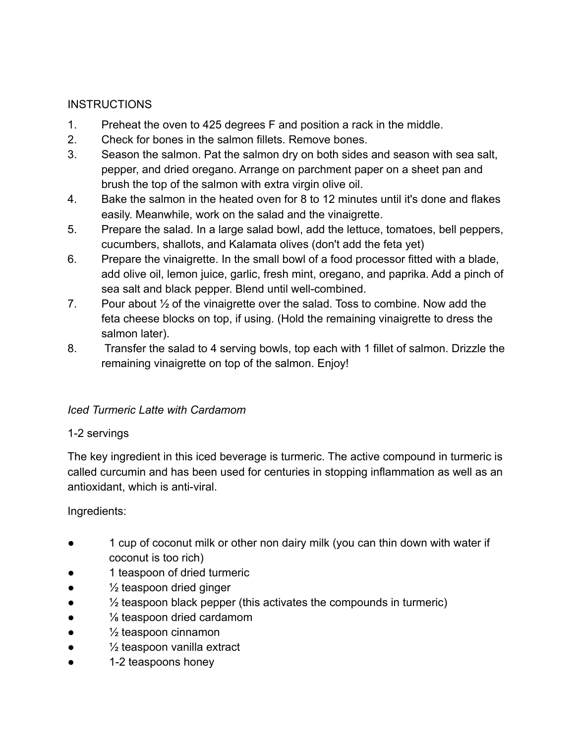INSTRUCTIONS

1. Preheat the oven to 425 degrees F and position a rack in the middle.
2. Check for bones in the salmon fillets. Remove bones.
3. Season the salmon. Pat the salmon dry on both sides and season with sea salt, pepper, and dried oregano. Arrange on parchment paper on a sheet pan and brush the top of the salmon with extra virgin olive oil.
4. Bake the salmon in the heated oven for 8 to 12 minutes until it's done and flakes easily. Meanwhile, work on the salad and the vinaigrette.
5. Prepare the salad. In a large salad bowl, add the lettuce, tomatoes, bell peppers, cucumbers, shallots, and Kalamata olives (don't add the feta yet)
6. Prepare the vinaigrette. In the small bowl of a food processor fitted with a blade, add olive oil, lemon juice, garlic, fresh mint, oregano, and paprika. Add a pinch of sea salt and black pepper. Blend until well-combined.
7. Pour about ½ of the vinaigrette over the salad. Toss to combine. Now add the feta cheese blocks on top, if using. (Hold the remaining vinaigrette to dress the salmon later).
8. Transfer the salad to 4 serving bowls, top each with 1 fillet of salmon. Drizzle the remaining vinaigrette on top of the salmon. Enjoy!

*Iced Turmeric Latte with Cardamom*

1-2 servings

The key ingredient in this iced beverage is turmeric. The active compound in turmeric is called curcumin and has been used for centuries in stopping inflammation as well as an antioxidant, which is anti-viral.

Ingredients:

- 1 cup of coconut milk or other non dairy milk (you can thin down with water if coconut is too rich)
- 1 teaspoon of dried turmeric
- ½ teaspoon dried ginger
- ½ teaspoon black pepper (this activates the compounds in turmeric)
- ⅛ teaspoon dried cardamom
- ½ teaspoon cinnamon
- ½ teaspoon vanilla extract
- 1-2 teaspoons honey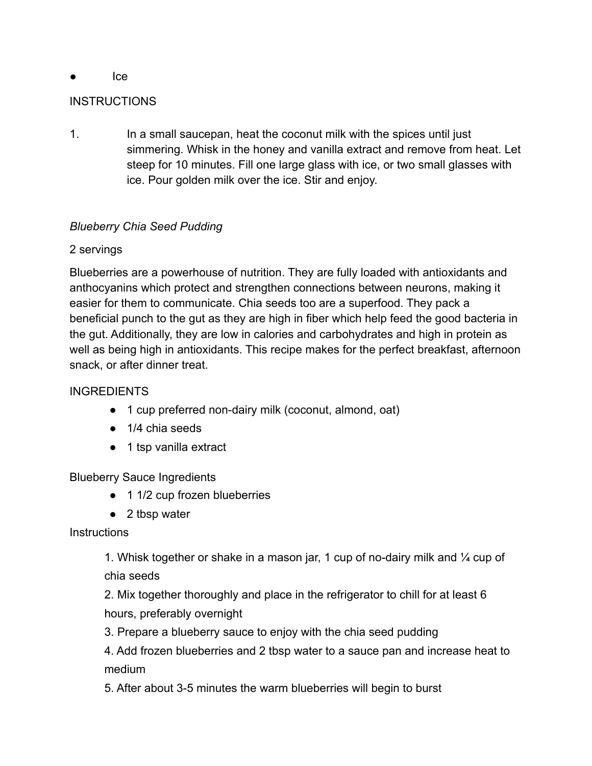- Ice

INSTRUCTIONS

1. In a small saucepan, heat the coconut milk with the spices until just simmering. Whisk in the honey and vanilla extract and remove from heat. Let steep for 10 minutes. Fill one large glass with ice, or two small glasses with ice. Pour golden milk over the ice. Stir and enjoy.

*Blueberry Chia Seed Pudding*

2 servings

Blueberries are a powerhouse of nutrition. They are fully loaded with antioxidants and anthocyanins which protect and strengthen connections between neurons, making it easier for them to communicate. Chia seeds too are a superfood. They pack a beneficial punch to the gut as they are high in fiber which help feed the good bacteria in the gut. Additionally, they are low in calories and carbohydrates and high in protein as well as being high in antioxidants. This recipe makes for the perfect breakfast, afternoon snack, or after dinner treat.

INGREDIENTS

- 1 cup preferred non-dairy milk (coconut, almond, oat)
- 1/4 chia seeds
- 1 tsp vanilla extract

Blueberry Sauce Ingredients

- 1 1/2 cup frozen blueberries
- 2 tbsp water

Instructions

1. Whisk together or shake in a mason jar, 1 cup of no-dairy milk and ¼ cup of chia seeds
2. Mix together thoroughly and place in the refrigerator to chill for at least 6 hours, preferably overnight
3. Prepare a blueberry sauce to enjoy with the chia seed pudding
4. Add frozen blueberries and 2 tbsp water to a sauce pan and increase heat to medium
5. After about 3-5 minutes the warm blueberries will begin to burst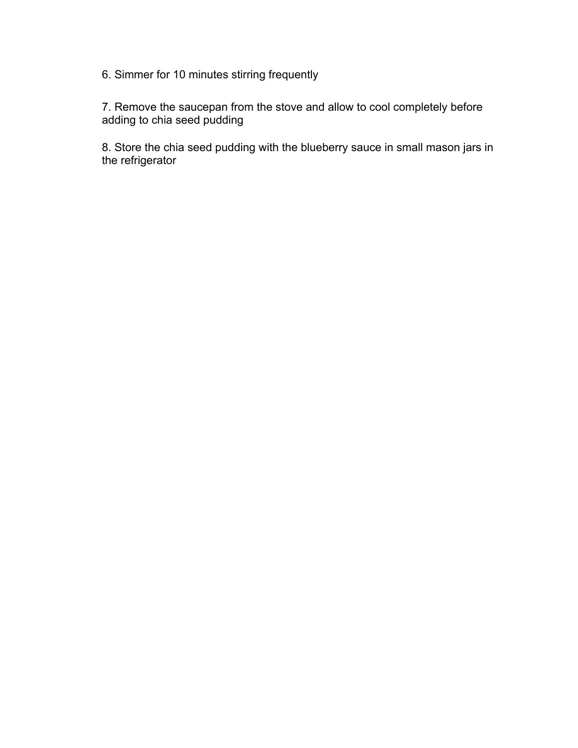6. Simmer for 10 minutes stirring frequently

7. Remove the saucepan from the stove and allow to cool completely before adding to chia seed pudding

8. Store the chia seed pudding with the blueberry sauce in small mason jars in the refrigerator